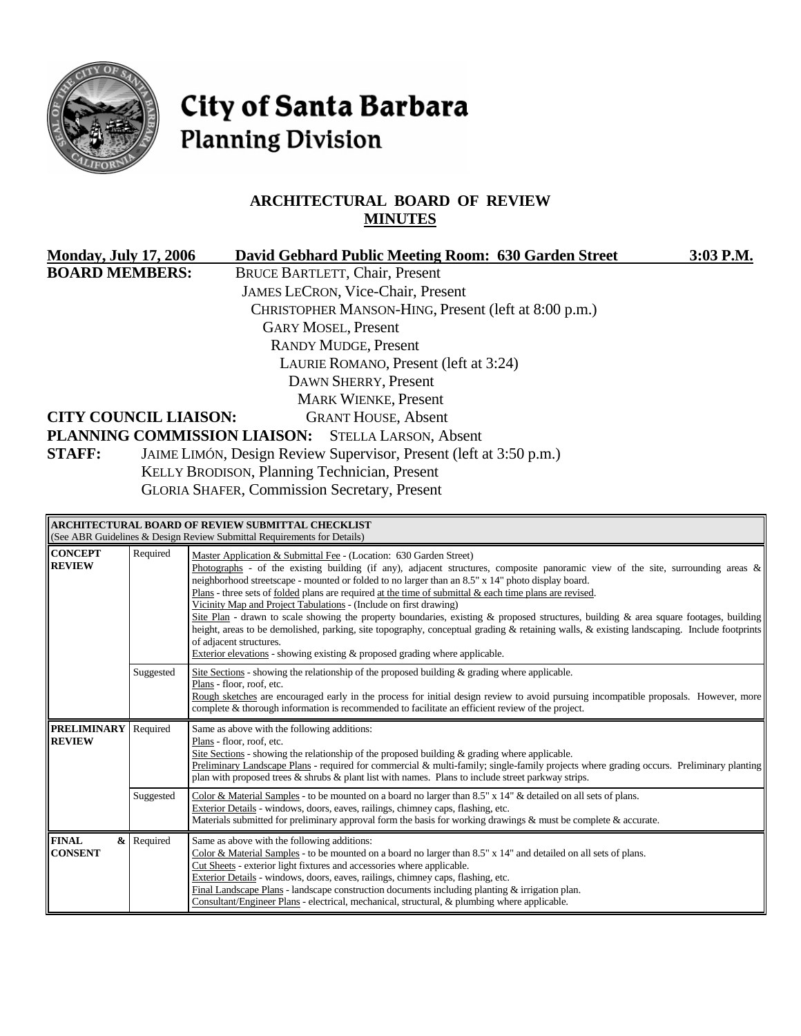# City of Santa Barbara
## Planning Division

## ARCHITECTURAL BOARD OF REVIEW
## MINUTES

**Monday, July 17, 2006** **David Gebhard Public Meeting Room: 630 Garden Street** **3:03 P.M.**

**BOARD MEMBERS:**
BRUCE BARTLETT, Chair, Present
JAMES LECRON, Vice-Chair, Present
CHRISTOPHER MANSON-HING, Present (left at 8:00 p.m.)
GARY MOSEL, Present
RANDY MUDGE, Present
LAURIE ROMANO, Present (left at 3:24)
DAWN SHERRY, Present
MARK WIENKE, Present

**CITY COUNCIL LIAISON:** GRANT HOUSE, Absent

**PLANNING COMMISSION LIAISON:** STELLA LARSON, Absent

**STAFF:**
JAIME LIMÓN, Design Review Supervisor, Present (left at 3:50 p.m.)
KELLY BRODISON, Planning Technician, Present
GLORIA SHAFER, Commission Secretary, Present

| **ARCHITECTURAL BOARD OF REVIEW SUBMITTAL CHECKLIST** (See ABR Guidelines & Design Review Submittal Requirements for Details) | | |
|---|---|---|
| **CONCEPT REVIEW** | Required | Master Application & Submittal Fee - (Location: 630 Garden Street)<br>Photographs - of the existing building (if any), adjacent structures, composite panoramic view of the site, surrounding areas & neighborhood streetscape - mounted or folded to no larger than an 8.5" x 14" photo display board.<br>Plans - three sets of folded plans are required at the time of submittal & each time plans are revised.<br>Vicinity Map and Project Tabulations - (Include on first drawing)<br>Site Plan - drawn to scale showing the property boundaries, existing & proposed structures, building & area square footages, building height, areas to be demolished, parking, site topography, conceptual grading & retaining walls, & existing landscaping. Include footprints of adjacent structures.<br>Exterior elevations - showing existing & proposed grading where applicable. |
| | Suggested | Site Sections - showing the relationship of the proposed building & grading where applicable.<br>Plans - floor, roof, etc.<br>Rough sketches are encouraged early in the process for initial design review to avoid pursuing incompatible proposals. However, more complete & thorough information is recommended to facilitate an efficient review of the project. |
| **PRELIMINARY REVIEW** | Required | Same as above with the following additions:<br>Plans - floor, roof, etc.<br>Site Sections - showing the relationship of the proposed building & grading where applicable.<br>Preliminary Landscape Plans - required for commercial & multi-family; single-family projects where grading occurs. Preliminary planting plan with proposed trees & shrubs & plant list with names. Plans to include street parkway strips. |
| | Suggested | Color & Material Samples - to be mounted on a board no larger than 8.5" x 14" & detailed on all sets of plans.<br>Exterior Details - windows, doors, eaves, railings, chimney caps, flashing, etc.<br>Materials submitted for preliminary approval form the basis for working drawings & must be complete & accurate. |
| **FINAL & CONSENT** | Required | Same as above with the following additions:<br>Color & Material Samples - to be mounted on a board no larger than 8.5" x 14" and detailed on all sets of plans.<br>Cut Sheets - exterior light fixtures and accessories where applicable.<br>Exterior Details - windows, doors, eaves, railings, chimney caps, flashing, etc.<br>Final Landscape Plans - landscape construction documents including planting & irrigation plan.<br>Consultant/Engineer Plans - electrical, mechanical, structural, & plumbing where applicable. |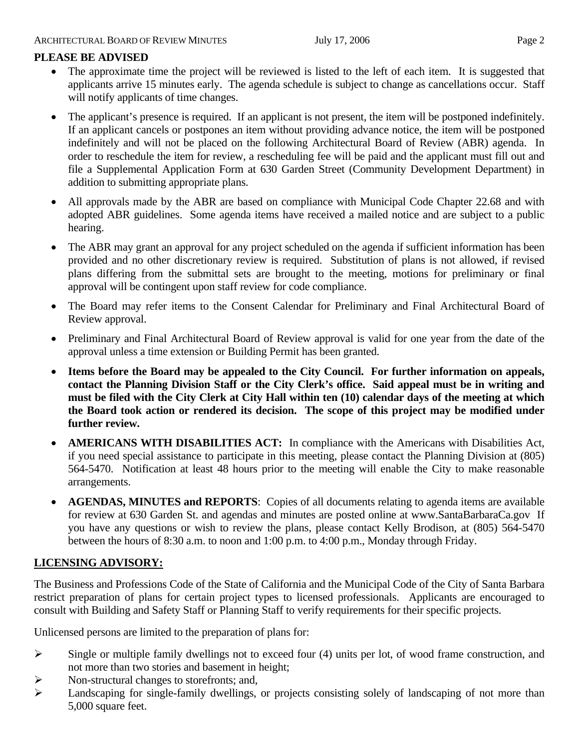**PLEASE BE ADVISED**

- The approximate time the project will be reviewed is listed to the left of each item. It is suggested that applicants arrive 15 minutes early. The agenda schedule is subject to change as cancellations occur. Staff will notify applicants of time changes.
- The applicant's presence is required. If an applicant is not present, the item will be postponed indefinitely. If an applicant cancels or postpones an item without providing advance notice, the item will be postponed indefinitely and will not be placed on the following Architectural Board of Review (ABR) agenda. In order to reschedule the item for review, a rescheduling fee will be paid and the applicant must fill out and file a Supplemental Application Form at 630 Garden Street (Community Development Department) in addition to submitting appropriate plans.
- All approvals made by the ABR are based on compliance with Municipal Code Chapter 22.68 and with adopted ABR guidelines. Some agenda items have received a mailed notice and are subject to a public hearing.
- The ABR may grant an approval for any project scheduled on the agenda if sufficient information has been provided and no other discretionary review is required. Substitution of plans is not allowed, if revised plans differing from the submittal sets are brought to the meeting, motions for preliminary or final approval will be contingent upon staff review for code compliance.
- The Board may refer items to the Consent Calendar for Preliminary and Final Architectural Board of Review approval.
- Preliminary and Final Architectural Board of Review approval is valid for one year from the date of the approval unless a time extension or Building Permit has been granted.
- **Items before the Board may be appealed to the City Council. For further information on appeals, contact the Planning Division Staff or the City Clerk's office. Said appeal must be in writing and must be filed with the City Clerk at City Hall within ten (10) calendar days of the meeting at which the Board took action or rendered its decision. The scope of this project may be modified under further review.**
- **AMERICANS WITH DISABILITIES ACT:** In compliance with the Americans with Disabilities Act, if you need special assistance to participate in this meeting, please contact the Planning Division at (805) 564-5470. Notification at least 48 hours prior to the meeting will enable the City to make reasonable arrangements.
- **AGENDAS, MINUTES and REPORTS**: Copies of all documents relating to agenda items are available for review at 630 Garden St. and agendas and minutes are posted online at www.SantaBarbaraCa.gov If you have any questions or wish to review the plans, please contact Kelly Brodison, at (805) 564-5470 between the hours of 8:30 a.m. to noon and 1:00 p.m. to 4:00 p.m., Monday through Friday.

**LICENSING ADVISORY:**

The Business and Professions Code of the State of California and the Municipal Code of the City of Santa Barbara restrict preparation of plans for certain project types to licensed professionals. Applicants are encouraged to consult with Building and Safety Staff or Planning Staff to verify requirements for their specific projects.

Unlicensed persons are limited to the preparation of plans for:

- Single or multiple family dwellings not to exceed four (4) units per lot, of wood frame construction, and not more than two stories and basement in height;
- Non-structural changes to storefronts; and,
- Landscaping for single-family dwellings, or projects consisting solely of landscaping of not more than 5,000 square feet.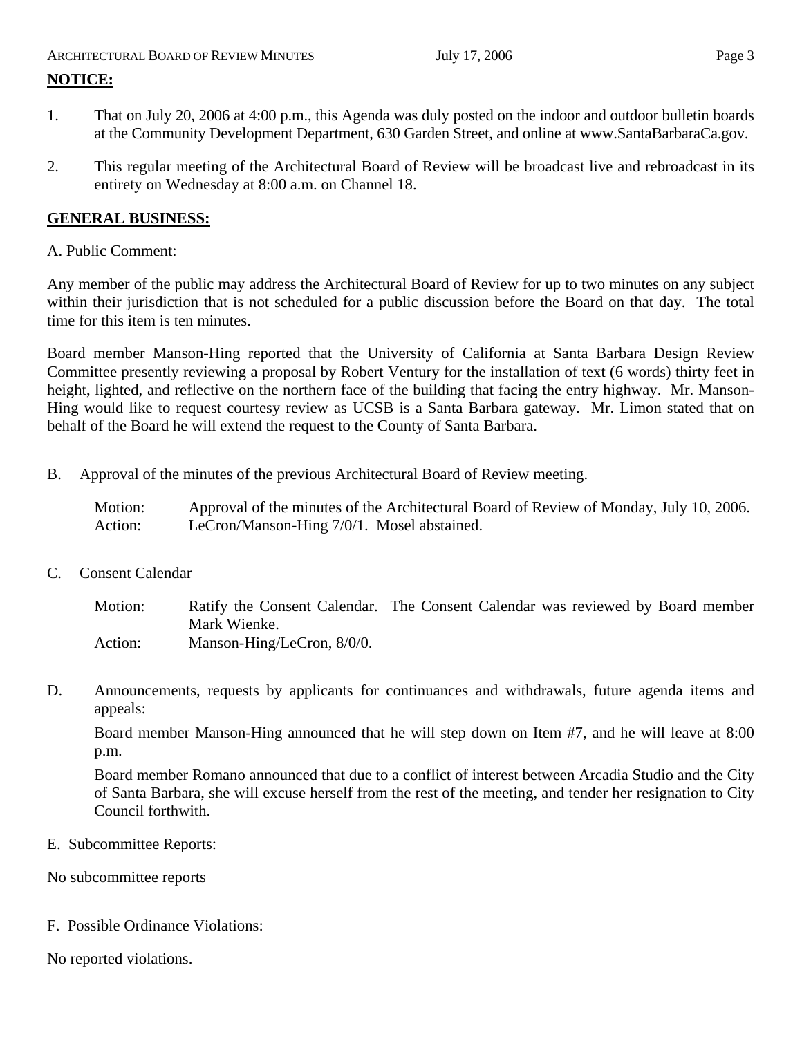**NOTICE:**

1. That on July 20, 2006 at 4:00 p.m., this Agenda was duly posted on the indoor and outdoor bulletin boards at the Community Development Department, 630 Garden Street, and online at www.SantaBarbaraCa.gov.

2. This regular meeting of the Architectural Board of Review will be broadcast live and rebroadcast in its entirety on Wednesday at 8:00 a.m. on Channel 18.

**GENERAL BUSINESS:**

A. Public Comment:

Any member of the public may address the Architectural Board of Review for up to two minutes on any subject within their jurisdiction that is not scheduled for a public discussion before the Board on that day. The total time for this item is ten minutes.

Board member Manson-Hing reported that the University of California at Santa Barbara Design Review Committee presently reviewing a proposal by Robert Ventury for the installation of text (6 words) thirty feet in height, lighted, and reflective on the northern face of the building that facing the entry highway. Mr. Manson-Hing would like to request courtesy review as UCSB is a Santa Barbara gateway. Mr. Limon stated that on behalf of the Board he will extend the request to the County of Santa Barbara.

B. Approval of the minutes of the previous Architectural Board of Review meeting.

Motion: Approval of the minutes of the Architectural Board of Review of Monday, July 10, 2006.
Action: LeCron/Manson-Hing 7/0/1. Mosel abstained.

C. Consent Calendar

Motion: Ratify the Consent Calendar. The Consent Calendar was reviewed by Board member Mark Wienke.
Action: Manson-Hing/LeCron, 8/0/0.

D. Announcements, requests by applicants for continuances and withdrawals, future agenda items and appeals:

Board member Manson-Hing announced that he will step down on Item #7, and he will leave at 8:00 p.m.

Board member Romano announced that due to a conflict of interest between Arcadia Studio and the City of Santa Barbara, she will excuse herself from the rest of the meeting, and tender her resignation to City Council forthwith.

E. Subcommittee Reports:

No subcommittee reports

F. Possible Ordinance Violations:

No reported violations.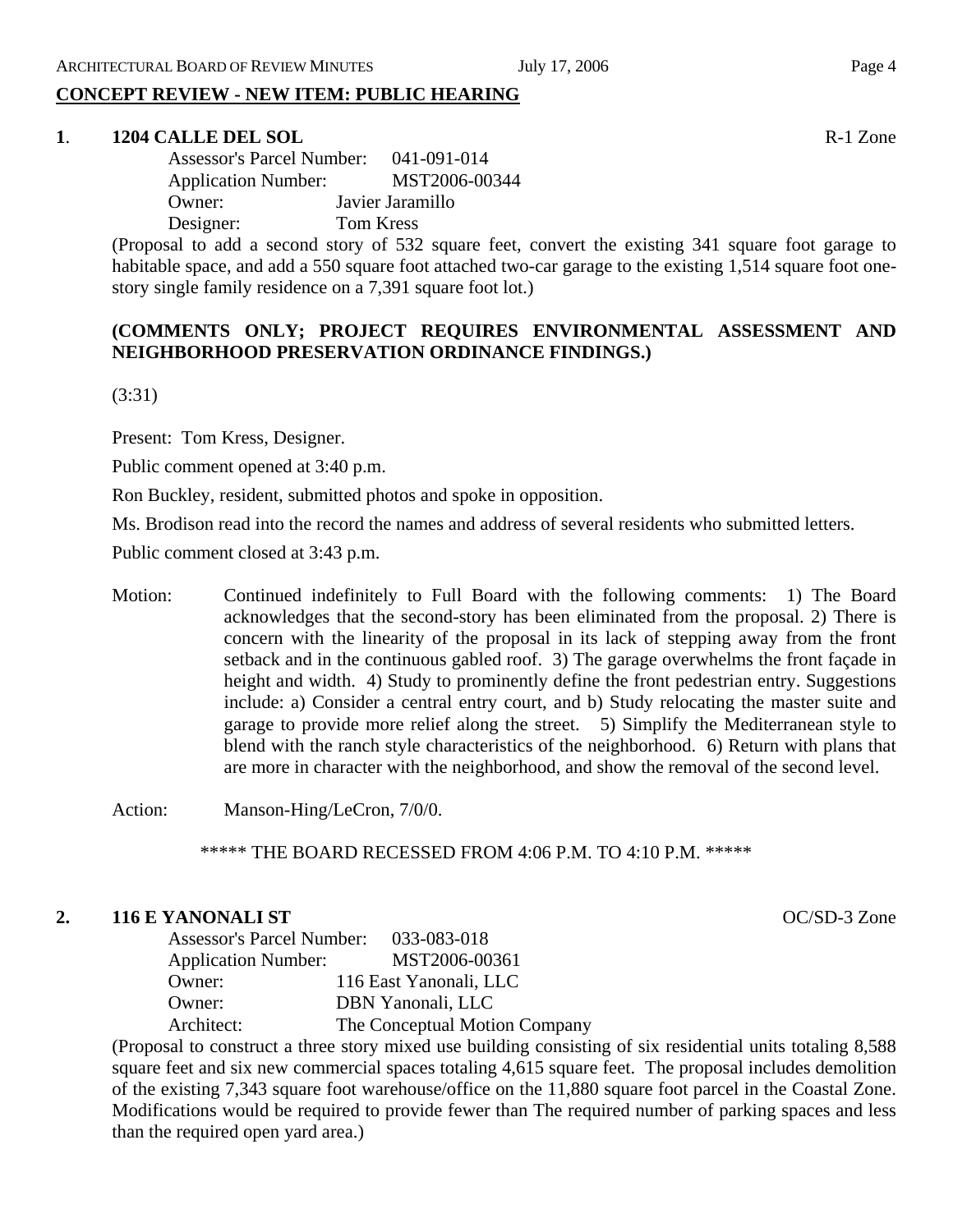## CONCEPT REVIEW - NEW ITEM: PUBLIC HEARING

**1. 1204 CALLE DEL SOL** R-1 Zone

Assessor's Parcel Number: 041-091-014
Application Number: MST2006-00344
Owner: Javier Jaramillo
Designer: Tom Kress

(Proposal to add a second story of 532 square feet, convert the existing 341 square foot garage to habitable space, and add a 550 square foot attached two-car garage to the existing 1,514 square foot one-story single family residence on a 7,391 square foot lot.)

**(COMMENTS ONLY; PROJECT REQUIRES ENVIRONMENTAL ASSESSMENT AND NEIGHBORHOOD PRESERVATION ORDINANCE FINDINGS.)**

(3:31)

Present: Tom Kress, Designer.

Public comment opened at 3:40 p.m.

Ron Buckley, resident, submitted photos and spoke in opposition.

Ms. Brodison read into the record the names and address of several residents who submitted letters.

Public comment closed at 3:43 p.m.

Motion: Continued indefinitely to Full Board with the following comments: 1) The Board acknowledges that the second-story has been eliminated from the proposal. 2) There is concern with the linearity of the proposal in its lack of stepping away from the front setback and in the continuous gabled roof. 3) The garage overwhelms the front façade in height and width. 4) Study to prominently define the front pedestrian entry. Suggestions include: a) Consider a central entry court, and b) Study relocating the master suite and garage to provide more relief along the street. 5) Simplify the Mediterranean style to blend with the ranch style characteristics of the neighborhood. 6) Return with plans that are more in character with the neighborhood, and show the removal of the second level.

Action: Manson-Hing/LeCron, 7/0/0.

***** THE BOARD RECESSED FROM 4:06 P.M. TO 4:10 P.M. *****

**2. 116 E YANONALI ST** OC/SD-3 Zone

Assessor's Parcel Number: 033-083-018
Application Number: MST2006-00361
Owner: 116 East Yanonali, LLC
Owner: DBN Yanonali, LLC
Architect: The Conceptual Motion Company

(Proposal to construct a three story mixed use building consisting of six residential units totaling 8,588 square feet and six new commercial spaces totaling 4,615 square feet. The proposal includes demolition of the existing 7,343 square foot warehouse/office on the 11,880 square foot parcel in the Coastal Zone. Modifications would be required to provide fewer than The required number of parking spaces and less than the required open yard area.)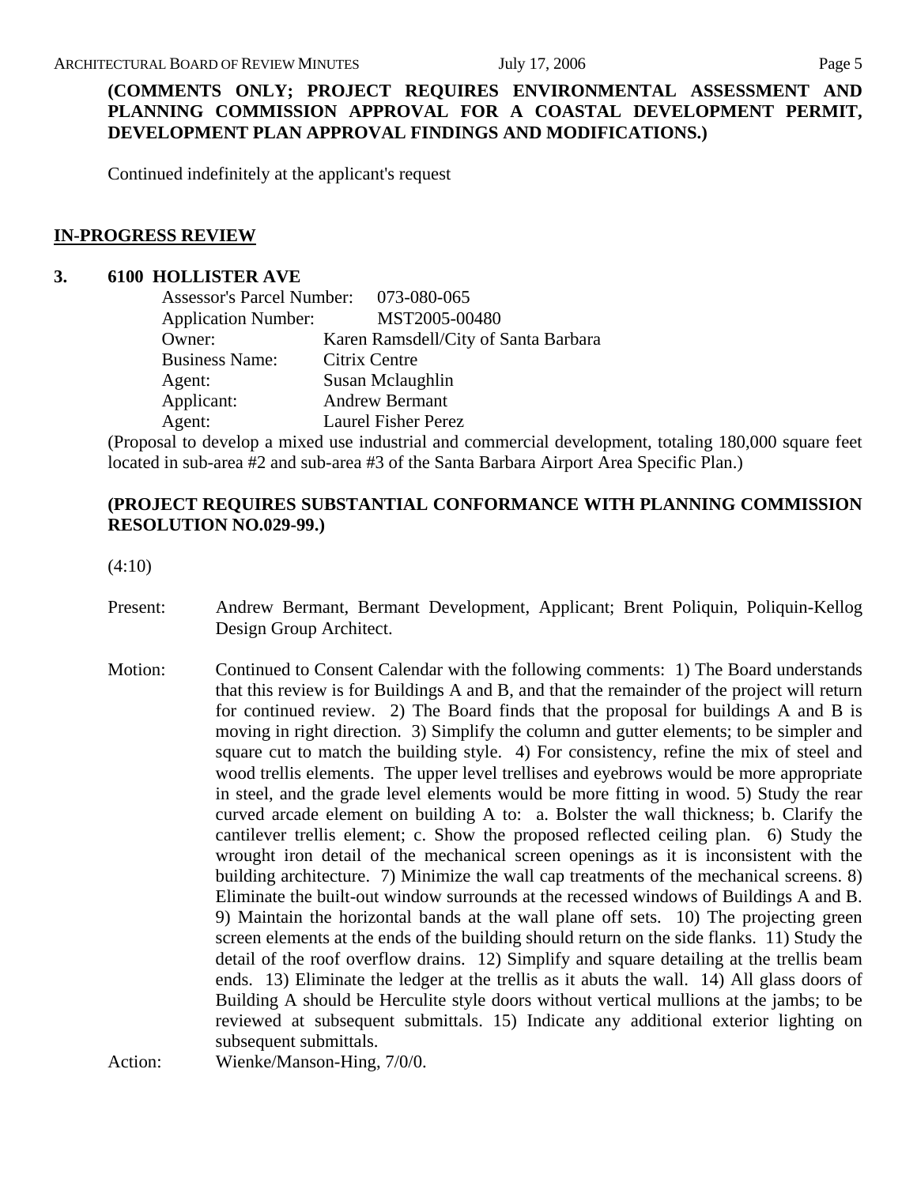**(COMMENTS ONLY; PROJECT REQUIRES ENVIRONMENTAL ASSESSMENT AND PLANNING COMMISSION APPROVAL FOR A COASTAL DEVELOPMENT PERMIT, DEVELOPMENT PLAN APPROVAL FINDINGS AND MODIFICATIONS.)**

Continued indefinitely at the applicant's request

## IN-PROGRESS REVIEW

### 3. 6100 HOLLISTER AVE

Assessor's Parcel Number: 073-080-065
Application Number: MST2005-00480
Owner: Karen Ramsdell/City of Santa Barbara
Business Name: Citrix Centre
Agent: Susan Mclaughlin
Applicant: Andrew Bermant
Agent: Laurel Fisher Perez

(Proposal to develop a mixed use industrial and commercial development, totaling 180,000 square feet located in sub-area #2 and sub-area #3 of the Santa Barbara Airport Area Specific Plan.)

**(PROJECT REQUIRES SUBSTANTIAL CONFORMANCE WITH PLANNING COMMISSION RESOLUTION NO.029-99.)**

(4:10)

Present: Andrew Bermant, Bermant Development, Applicant; Brent Poliquin, Poliquin-Kellog Design Group Architect.

Motion: Continued to Consent Calendar with the following comments: 1) The Board understands that this review is for Buildings A and B, and that the remainder of the project will return for continued review. 2) The Board finds that the proposal for buildings A and B is moving in right direction. 3) Simplify the column and gutter elements; to be simpler and square cut to match the building style. 4) For consistency, refine the mix of steel and wood trellis elements. The upper level trellises and eyebrows would be more appropriate in steel, and the grade level elements would be more fitting in wood. 5) Study the rear curved arcade element on building A to: a. Bolster the wall thickness; b. Clarify the cantilever trellis element; c. Show the proposed reflected ceiling plan. 6) Study the wrought iron detail of the mechanical screen openings as it is inconsistent with the building architecture. 7) Minimize the wall cap treatments of the mechanical screens. 8) Eliminate the built-out window surrounds at the recessed windows of Buildings A and B. 9) Maintain the horizontal bands at the wall plane off sets. 10) The projecting green screen elements at the ends of the building should return on the side flanks. 11) Study the detail of the roof overflow drains. 12) Simplify and square detailing at the trellis beam ends. 13) Eliminate the ledger at the trellis as it abuts the wall. 14) All glass doors of Building A should be Herculite style doors without vertical mullions at the jambs; to be reviewed at subsequent submittals. 15) Indicate any additional exterior lighting on subsequent submittals.

Action: Wienke/Manson-Hing, 7/0/0.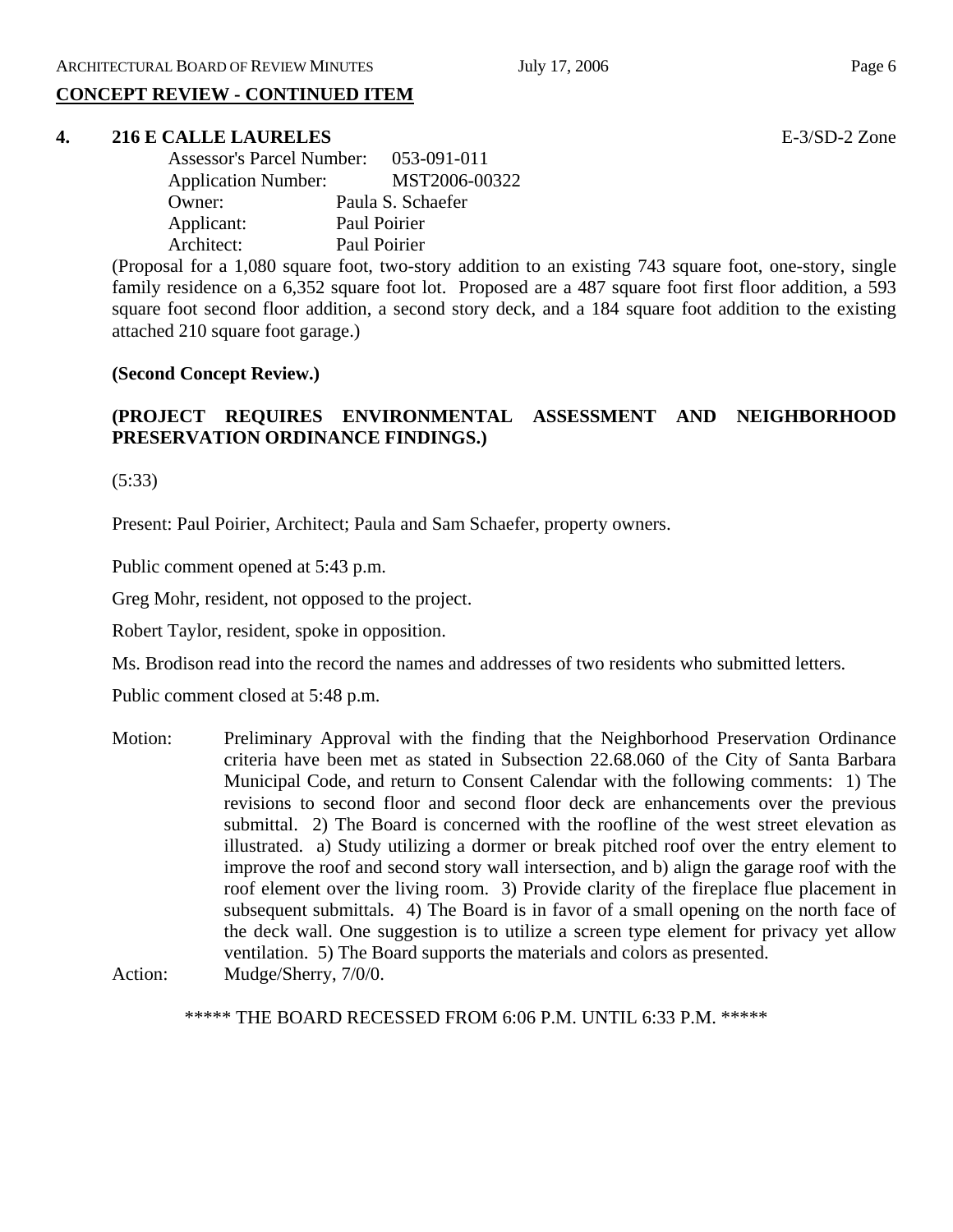## CONCEPT REVIEW - CONTINUED ITEM

**4. 216 E CALLE LAURELES** E-3/SD-2 Zone

Assessor's Parcel Number: 053-091-011
Application Number: MST2006-00322
Owner: Paula S. Schaefer
Applicant: Paul Poirier
Architect: Paul Poirier

(Proposal for a 1,080 square foot, two-story addition to an existing 743 square foot, one-story, single family residence on a 6,352 square foot lot. Proposed are a 487 square foot first floor addition, a 593 square foot second floor addition, a second story deck, and a 184 square foot addition to the existing attached 210 square foot garage.)

**(Second Concept Review.)**

**(PROJECT REQUIRES ENVIRONMENTAL ASSESSMENT AND NEIGHBORHOOD PRESERVATION ORDINANCE FINDINGS.)**

(5:33)

Present: Paul Poirier, Architect; Paula and Sam Schaefer, property owners.

Public comment opened at 5:43 p.m.

Greg Mohr, resident, not opposed to the project.

Robert Taylor, resident, spoke in opposition.

Ms. Brodison read into the record the names and addresses of two residents who submitted letters.

Public comment closed at 5:48 p.m.

Motion: Preliminary Approval with the finding that the Neighborhood Preservation Ordinance criteria have been met as stated in Subsection 22.68.060 of the City of Santa Barbara Municipal Code, and return to Consent Calendar with the following comments: 1) The revisions to second floor and second floor deck are enhancements over the previous submittal. 2) The Board is concerned with the roofline of the west street elevation as illustrated. a) Study utilizing a dormer or break pitched roof over the entry element to improve the roof and second story wall intersection, and b) align the garage roof with the roof element over the living room. 3) Provide clarity of the fireplace flue placement in subsequent submittals. 4) The Board is in favor of a small opening on the north face of the deck wall. One suggestion is to utilize a screen type element for privacy yet allow ventilation. 5) The Board supports the materials and colors as presented.

Action: Mudge/Sherry, 7/0/0.

***** THE BOARD RECESSED FROM 6:06 P.M. UNTIL 6:33 P.M. *****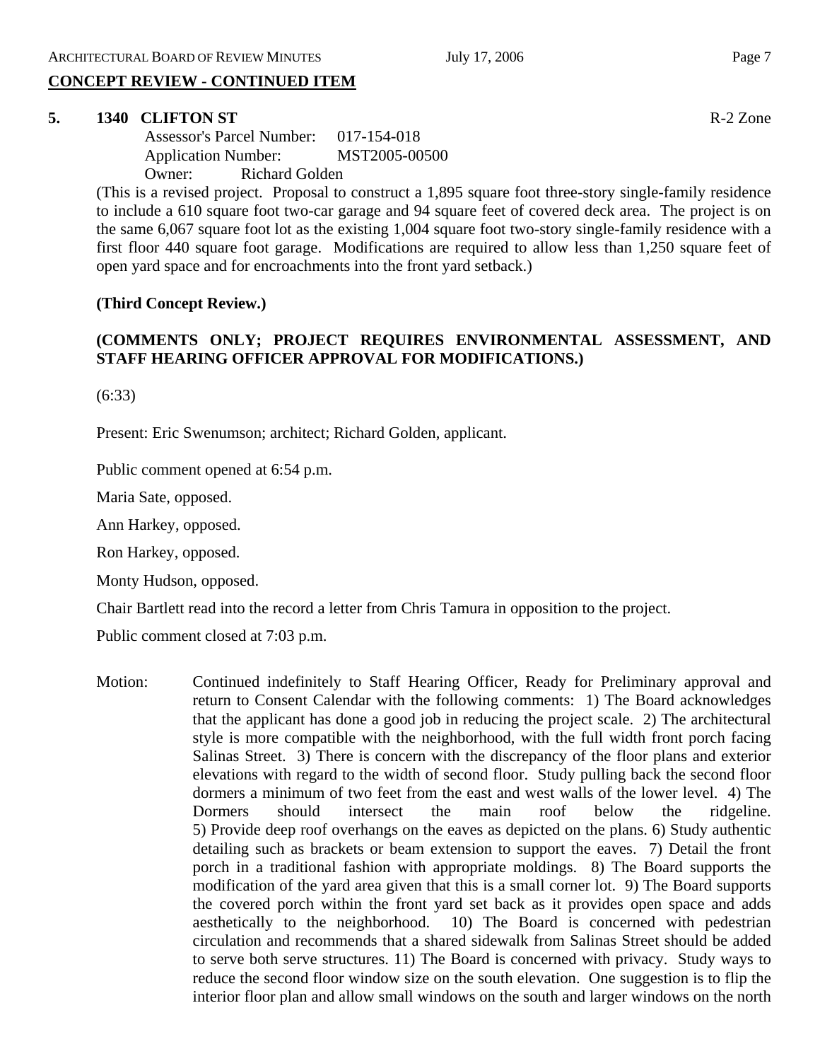## CONCEPT REVIEW - CONTINUED ITEM

**5. 1340 CLIFTON ST** R-2 Zone

Assessor's Parcel Number: 017-154-018
Application Number: MST2005-00500
Owner: Richard Golden

(This is a revised project. Proposal to construct a 1,895 square foot three-story single-family residence to include a 610 square foot two-car garage and 94 square feet of covered deck area. The project is on the same 6,067 square foot lot as the existing 1,004 square foot two-story single-family residence with a first floor 440 square foot garage. Modifications are required to allow less than 1,250 square feet of open yard space and for encroachments into the front yard setback.)

**(Third Concept Review.)**

**(COMMENTS ONLY; PROJECT REQUIRES ENVIRONMENTAL ASSESSMENT, AND STAFF HEARING OFFICER APPROVAL FOR MODIFICATIONS.)**

(6:33)

Present: Eric Swenumson; architect; Richard Golden, applicant.

Public comment opened at 6:54 p.m.

Maria Sate, opposed.

Ann Harkey, opposed.

Ron Harkey, opposed.

Monty Hudson, opposed.

Chair Bartlett read into the record a letter from Chris Tamura in opposition to the project.

Public comment closed at 7:03 p.m.

Motion: Continued indefinitely to Staff Hearing Officer, Ready for Preliminary approval and return to Consent Calendar with the following comments: 1) The Board acknowledges that the applicant has done a good job in reducing the project scale. 2) The architectural style is more compatible with the neighborhood, with the full width front porch facing Salinas Street. 3) There is concern with the discrepancy of the floor plans and exterior elevations with regard to the width of second floor. Study pulling back the second floor dormers a minimum of two feet from the east and west walls of the lower level. 4) The Dormers should intersect the main roof below the ridgeline. 5) Provide deep roof overhangs on the eaves as depicted on the plans. 6) Study authentic detailing such as brackets or beam extension to support the eaves. 7) Detail the front porch in a traditional fashion with appropriate moldings. 8) The Board supports the modification of the yard area given that this is a small corner lot. 9) The Board supports the covered porch within the front yard set back as it provides open space and adds aesthetically to the neighborhood. 10) The Board is concerned with pedestrian circulation and recommends that a shared sidewalk from Salinas Street should be added to serve both serve structures. 11) The Board is concerned with privacy. Study ways to reduce the second floor window size on the south elevation. One suggestion is to flip the interior floor plan and allow small windows on the south and larger windows on the north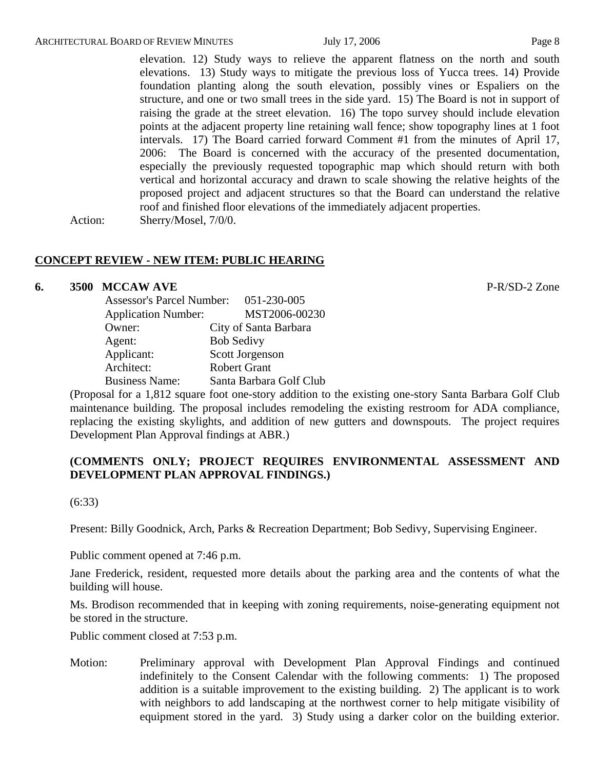elevation. 12) Study ways to relieve the apparent flatness on the north and south elevations. 13) Study ways to mitigate the previous loss of Yucca trees. 14) Provide foundation planting along the south elevation, possibly vines or Espaliers on the structure, and one or two small trees in the side yard. 15) The Board is not in support of raising the grade at the street elevation. 16) The topo survey should include elevation points at the adjacent property line retaining wall fence; show topography lines at 1 foot intervals. 17) The Board carried forward Comment #1 from the minutes of April 17, 2006: The Board is concerned with the accuracy of the presented documentation, especially the previously requested topographic map which should return with both vertical and horizontal accuracy and drawn to scale showing the relative heights of the proposed project and adjacent structures so that the Board can understand the relative roof and finished floor elevations of the immediately adjacent properties.

Action: Sherry/Mosel, 7/0/0.

## CONCEPT REVIEW - NEW ITEM: PUBLIC HEARING

**6. 3500 MCCAW AVE** P-R/SD-2 Zone

Assessor's Parcel Number: 051-230-005
Application Number: MST2006-00230
Owner: City of Santa Barbara
Agent: Bob Sedivy
Applicant: Scott Jorgenson
Architect: Robert Grant
Business Name: Santa Barbara Golf Club

(Proposal for a 1,812 square foot one-story addition to the existing one-story Santa Barbara Golf Club maintenance building. The proposal includes remodeling the existing restroom for ADA compliance, replacing the existing skylights, and addition of new gutters and downspouts. The project requires Development Plan Approval findings at ABR.)

**(COMMENTS ONLY; PROJECT REQUIRES ENVIRONMENTAL ASSESSMENT AND DEVELOPMENT PLAN APPROVAL FINDINGS.)**

(6:33)

Present: Billy Goodnick, Arch, Parks & Recreation Department; Bob Sedivy, Supervising Engineer.

Public comment opened at 7:46 p.m.

Jane Frederick, resident, requested more details about the parking area and the contents of what the building will house.

Ms. Brodison recommended that in keeping with zoning requirements, noise-generating equipment not be stored in the structure.

Public comment closed at 7:53 p.m.

Motion: Preliminary approval with Development Plan Approval Findings and continued indefinitely to the Consent Calendar with the following comments: 1) The proposed addition is a suitable improvement to the existing building. 2) The applicant is to work with neighbors to add landscaping at the northwest corner to help mitigate visibility of equipment stored in the yard. 3) Study using a darker color on the building exterior.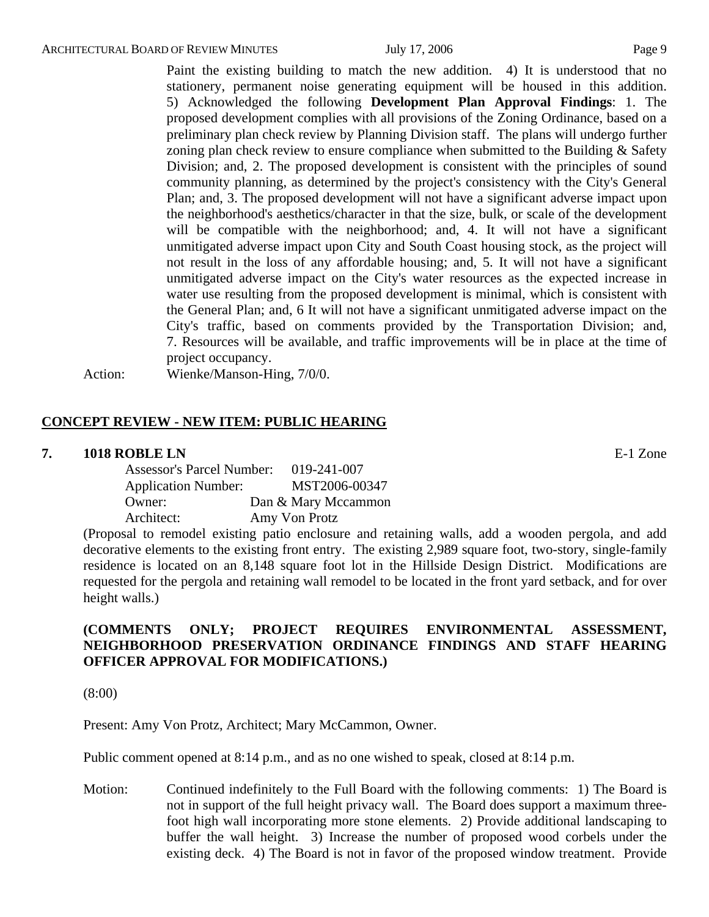Paint the existing building to match the new addition. 4) It is understood that no stationery, permanent noise generating equipment will be housed in this addition. 5) Acknowledged the following **Development Plan Approval Findings**: 1. The proposed development complies with all provisions of the Zoning Ordinance, based on a preliminary plan check review by Planning Division staff. The plans will undergo further zoning plan check review to ensure compliance when submitted to the Building & Safety Division; and, 2. The proposed development is consistent with the principles of sound community planning, as determined by the project's consistency with the City's General Plan; and, 3. The proposed development will not have a significant adverse impact upon the neighborhood's aesthetics/character in that the size, bulk, or scale of the development will be compatible with the neighborhood; and, 4. It will not have a significant unmitigated adverse impact upon City and South Coast housing stock, as the project will not result in the loss of any affordable housing; and, 5. It will not have a significant unmitigated adverse impact on the City's water resources as the expected increase in water use resulting from the proposed development is minimal, which is consistent with the General Plan; and, 6 It will not have a significant unmitigated adverse impact on the City's traffic, based on comments provided by the Transportation Division; and, 7. Resources will be available, and traffic improvements will be in place at the time of project occupancy.

Action: Wienke/Manson-Hing, 7/0/0.

## CONCEPT REVIEW - NEW ITEM: PUBLIC HEARING

### 7. 1018 ROBLE LN — E-1 Zone

Assessor's Parcel Number: 019-241-007
Application Number: MST2006-00347
Owner: Dan & Mary Mccammon
Architect: Amy Von Protz

(Proposal to remodel existing patio enclosure and retaining walls, add a wooden pergola, and add decorative elements to the existing front entry. The existing 2,989 square foot, two-story, single-family residence is located on an 8,148 square foot lot in the Hillside Design District. Modifications are requested for the pergola and retaining wall remodel to be located in the front yard setback, and for over height walls.)

**(COMMENTS ONLY; PROJECT REQUIRES ENVIRONMENTAL ASSESSMENT, NEIGHBORHOOD PRESERVATION ORDINANCE FINDINGS AND STAFF HEARING OFFICER APPROVAL FOR MODIFICATIONS.)**

(8:00)

Present: Amy Von Protz, Architect; Mary McCammon, Owner.

Public comment opened at 8:14 p.m., and as no one wished to speak, closed at 8:14 p.m.

Motion: Continued indefinitely to the Full Board with the following comments: 1) The Board is not in support of the full height privacy wall. The Board does support a maximum three-foot high wall incorporating more stone elements. 2) Provide additional landscaping to buffer the wall height. 3) Increase the number of proposed wood corbels under the existing deck. 4) The Board is not in favor of the proposed window treatment. Provide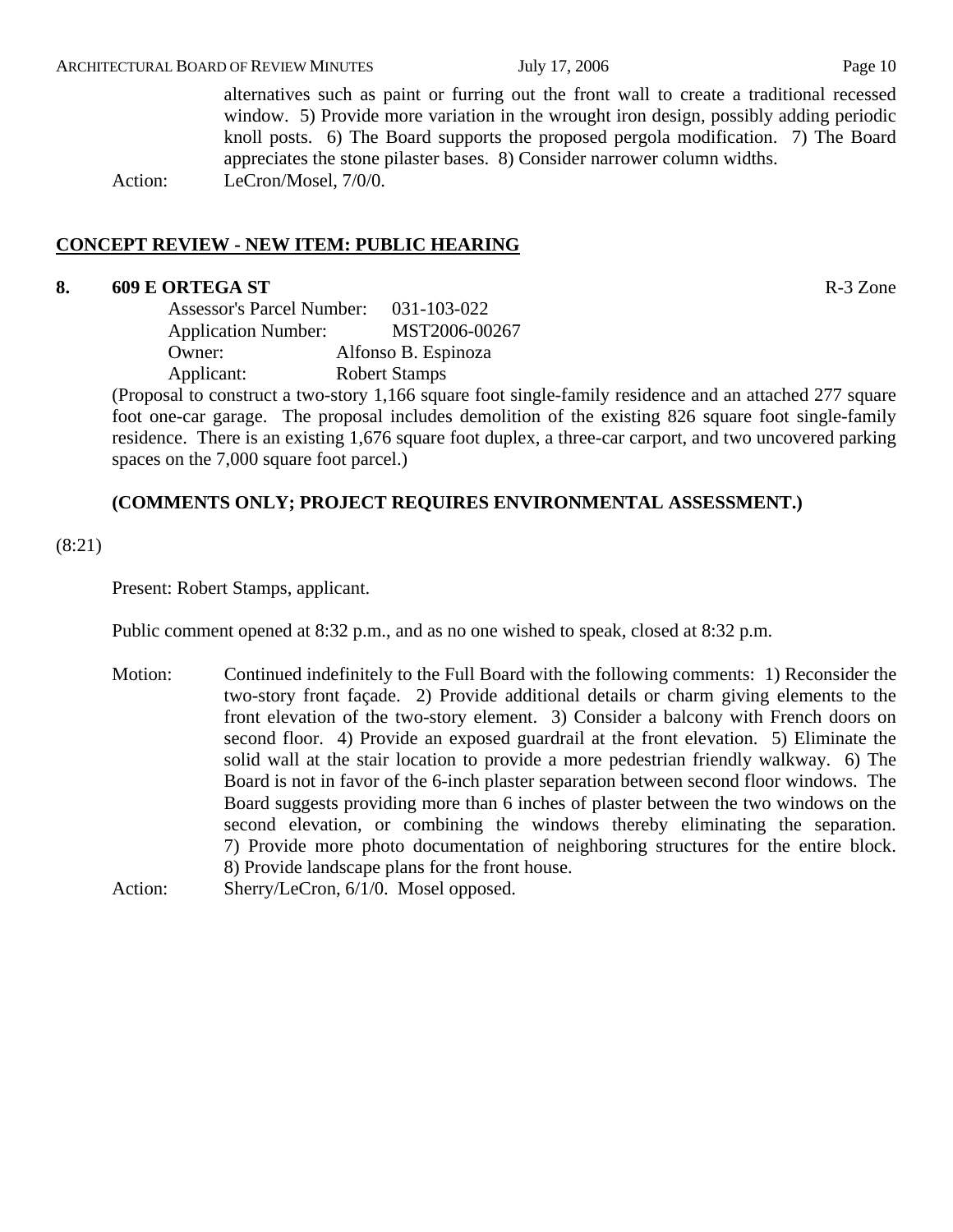alternatives such as paint or furring out the front wall to create a traditional recessed window. 5) Provide more variation in the wrought iron design, possibly adding periodic knoll posts. 6) The Board supports the proposed pergola modification. 7) The Board appreciates the stone pilaster bases. 8) Consider narrower column widths.

Action: LeCron/Mosel, 7/0/0.

## CONCEPT REVIEW - NEW ITEM: PUBLIC HEARING

**8. 609 E ORTEGA ST** R-3 Zone

Assessor's Parcel Number: 031-103-022
Application Number: MST2006-00267
Owner: Alfonso B. Espinoza
Applicant: Robert Stamps

(Proposal to construct a two-story 1,166 square foot single-family residence and an attached 277 square foot one-car garage. The proposal includes demolition of the existing 826 square foot single-family residence. There is an existing 1,676 square foot duplex, a three-car carport, and two uncovered parking spaces on the 7,000 square foot parcel.)

**(COMMENTS ONLY; PROJECT REQUIRES ENVIRONMENTAL ASSESSMENT.)**

(8:21)

Present: Robert Stamps, applicant.

Public comment opened at 8:32 p.m., and as no one wished to speak, closed at 8:32 p.m.

Motion: Continued indefinitely to the Full Board with the following comments: 1) Reconsider the two-story front façade. 2) Provide additional details or charm giving elements to the front elevation of the two-story element. 3) Consider a balcony with French doors on second floor. 4) Provide an exposed guardrail at the front elevation. 5) Eliminate the solid wall at the stair location to provide a more pedestrian friendly walkway. 6) The Board is not in favor of the 6-inch plaster separation between second floor windows. The Board suggests providing more than 6 inches of plaster between the two windows on the second elevation, or combining the windows thereby eliminating the separation. 7) Provide more photo documentation of neighboring structures for the entire block. 8) Provide landscape plans for the front house.

Action: Sherry/LeCron, 6/1/0. Mosel opposed.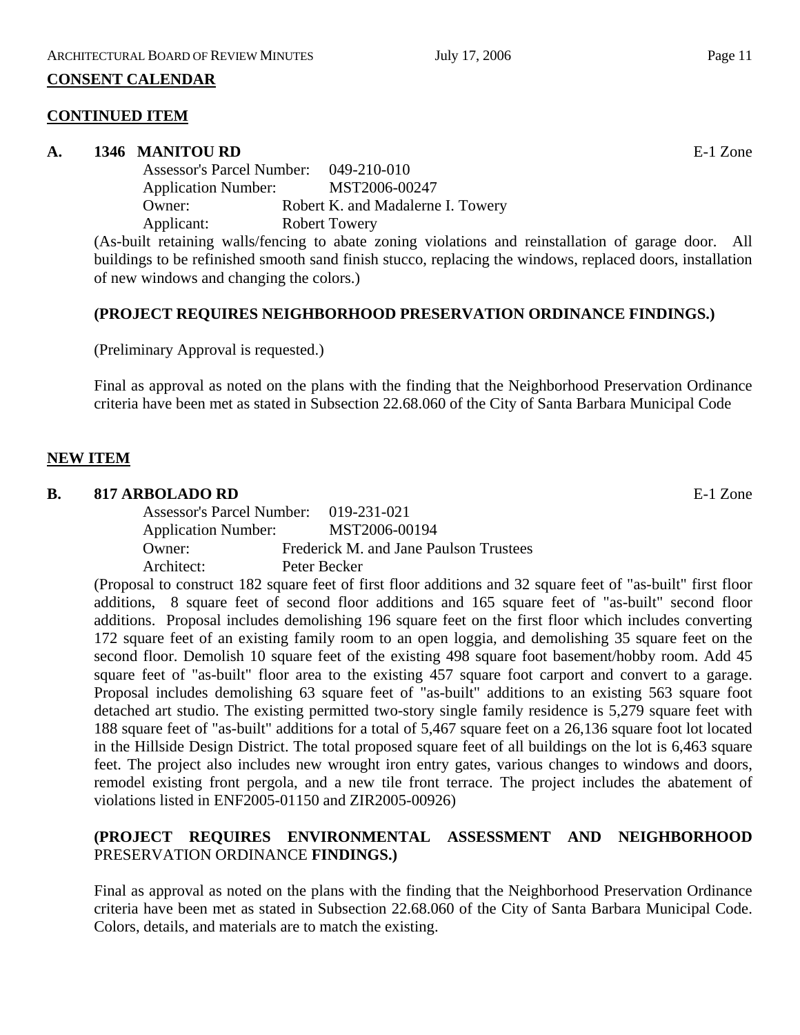**CONSENT CALENDAR**

**CONTINUED ITEM**

**A. 1346 MANITOU RD** E-1 Zone

Assessor's Parcel Number: 049-210-010
Application Number: MST2006-00247
Owner: Robert K. and Madalerne I. Towery
Applicant: Robert Towery

(As-built retaining walls/fencing to abate zoning violations and reinstallation of garage door. All buildings to be refinished smooth sand finish stucco, replacing the windows, replaced doors, installation of new windows and changing the colors.)

**(PROJECT REQUIRES NEIGHBORHOOD PRESERVATION ORDINANCE FINDINGS.)**

(Preliminary Approval is requested.)

Final as approval as noted on the plans with the finding that the Neighborhood Preservation Ordinance criteria have been met as stated in Subsection 22.68.060 of the City of Santa Barbara Municipal Code

**NEW ITEM**

**B. 817 ARBOLADO RD** E-1 Zone

Assessor's Parcel Number: 019-231-021
Application Number: MST2006-00194
Owner: Frederick M. and Jane Paulson Trustees
Architect: Peter Becker

(Proposal to construct 182 square feet of first floor additions and 32 square feet of "as-built" first floor additions, 8 square feet of second floor additions and 165 square feet of "as-built" second floor additions. Proposal includes demolishing 196 square feet on the first floor which includes converting 172 square feet of an existing family room to an open loggia, and demolishing 35 square feet on the second floor. Demolish 10 square feet of the existing 498 square foot basement/hobby room. Add 45 square feet of "as-built" floor area to the existing 457 square foot carport and convert to a garage. Proposal includes demolishing 63 square feet of "as-built" additions to an existing 563 square foot detached art studio. The existing permitted two-story single family residence is 5,279 square feet with 188 square feet of "as-built" additions for a total of 5,467 square feet on a 26,136 square foot lot located in the Hillside Design District. The total proposed square feet of all buildings on the lot is 6,463 square feet. The project also includes new wrought iron entry gates, various changes to windows and doors, remodel existing front pergola, and a new tile front terrace. The project includes the abatement of violations listed in ENF2005-01150 and ZIR2005-00926)

**(PROJECT REQUIRES ENVIRONMENTAL ASSESSMENT AND NEIGHBORHOOD** PRESERVATION ORDINANCE **FINDINGS.)**

Final as approval as noted on the plans with the finding that the Neighborhood Preservation Ordinance criteria have been met as stated in Subsection 22.68.060 of the City of Santa Barbara Municipal Code. Colors, details, and materials are to match the existing.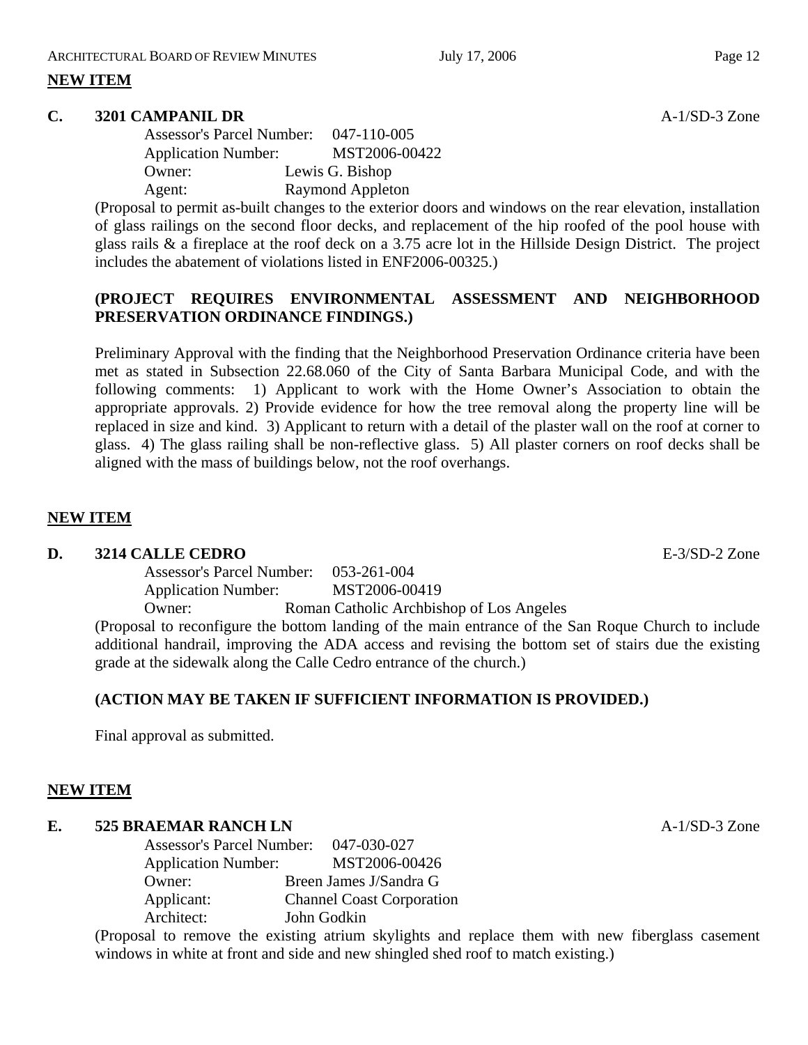**NEW ITEM**

**C. 3201 CAMPANIL DR** A-1/SD-3 Zone

Assessor's Parcel Number: 047-110-005
Application Number: MST2006-00422
Owner: Lewis G. Bishop
Agent: Raymond Appleton

(Proposal to permit as-built changes to the exterior doors and windows on the rear elevation, installation of glass railings on the second floor decks, and replacement of the hip roofed of the pool house with glass rails & a fireplace at the roof deck on a 3.75 acre lot in the Hillside Design District. The project includes the abatement of violations listed in ENF2006-00325.)

**(PROJECT REQUIRES ENVIRONMENTAL ASSESSMENT AND NEIGHBORHOOD PRESERVATION ORDINANCE FINDINGS.)**

Preliminary Approval with the finding that the Neighborhood Preservation Ordinance criteria have been met as stated in Subsection 22.68.060 of the City of Santa Barbara Municipal Code, and with the following comments: 1) Applicant to work with the Home Owner's Association to obtain the appropriate approvals. 2) Provide evidence for how the tree removal along the property line will be replaced in size and kind. 3) Applicant to return with a detail of the plaster wall on the roof at corner to glass. 4) The glass railing shall be non-reflective glass. 5) All plaster corners on roof decks shall be aligned with the mass of buildings below, not the roof overhangs.

**NEW ITEM**

**D. 3214 CALLE CEDRO** E-3/SD-2 Zone

Assessor's Parcel Number: 053-261-004
Application Number: MST2006-00419
Owner: Roman Catholic Archbishop of Los Angeles

(Proposal to reconfigure the bottom landing of the main entrance of the San Roque Church to include additional handrail, improving the ADA access and revising the bottom set of stairs due the existing grade at the sidewalk along the Calle Cedro entrance of the church.)

**(ACTION MAY BE TAKEN IF SUFFICIENT INFORMATION IS PROVIDED.)**

Final approval as submitted.

**NEW ITEM**

**E. 525 BRAEMAR RANCH LN** A-1/SD-3 Zone

Assessor's Parcel Number: 047-030-027
Application Number: MST2006-00426
Owner: Breen James J/Sandra G
Applicant: Channel Coast Corporation
Architect: John Godkin

(Proposal to remove the existing atrium skylights and replace them with new fiberglass casement windows in white at front and side and new shingled shed roof to match existing.)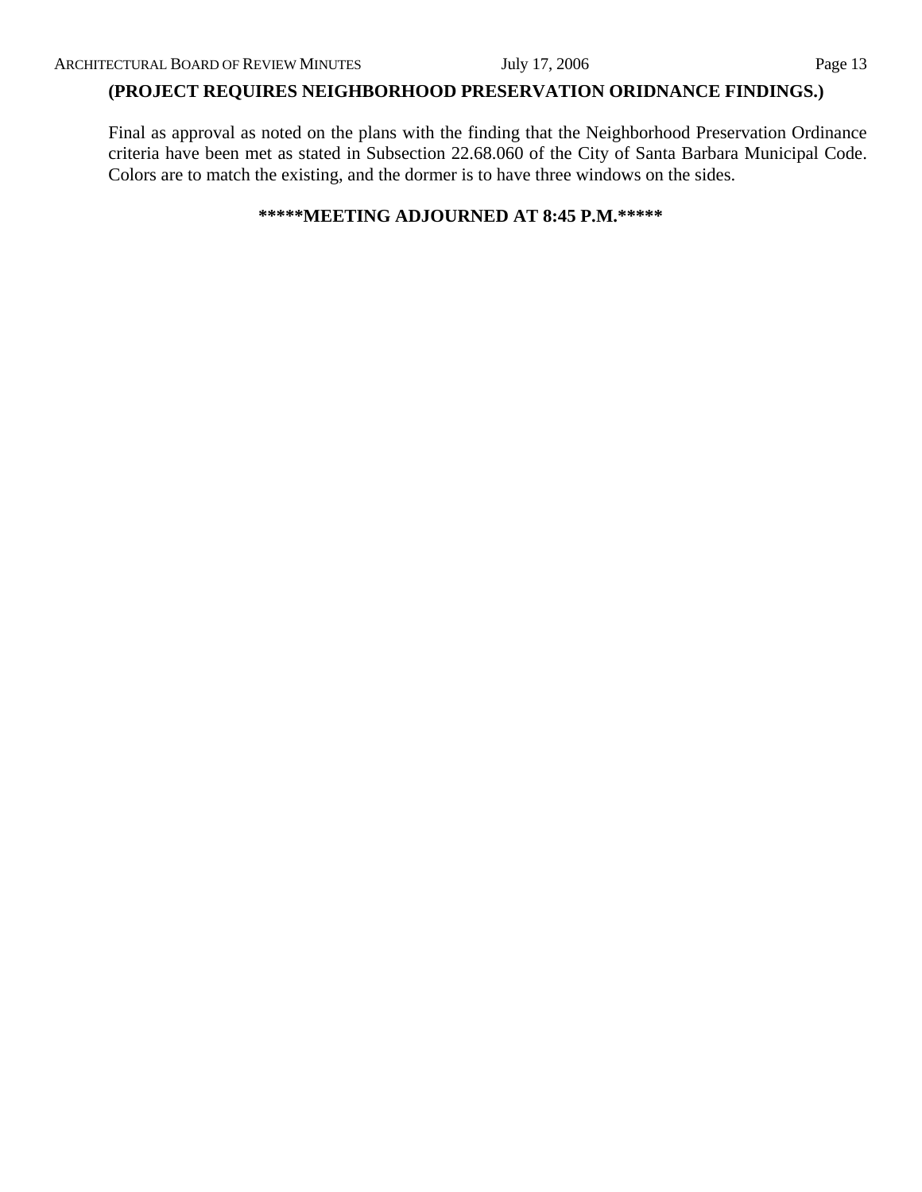**(PROJECT REQUIRES NEIGHBORHOOD PRESERVATION ORIDNANCE FINDINGS.)**

Final as approval as noted on the plans with the finding that the Neighborhood Preservation Ordinance criteria have been met as stated in Subsection 22.68.060 of the City of Santa Barbara Municipal Code. Colors are to match the existing, and the dormer is to have three windows on the sides.

**\*\*\*\*\*MEETING ADJOURNED AT 8:45 P.M.\*\*\*\*\***